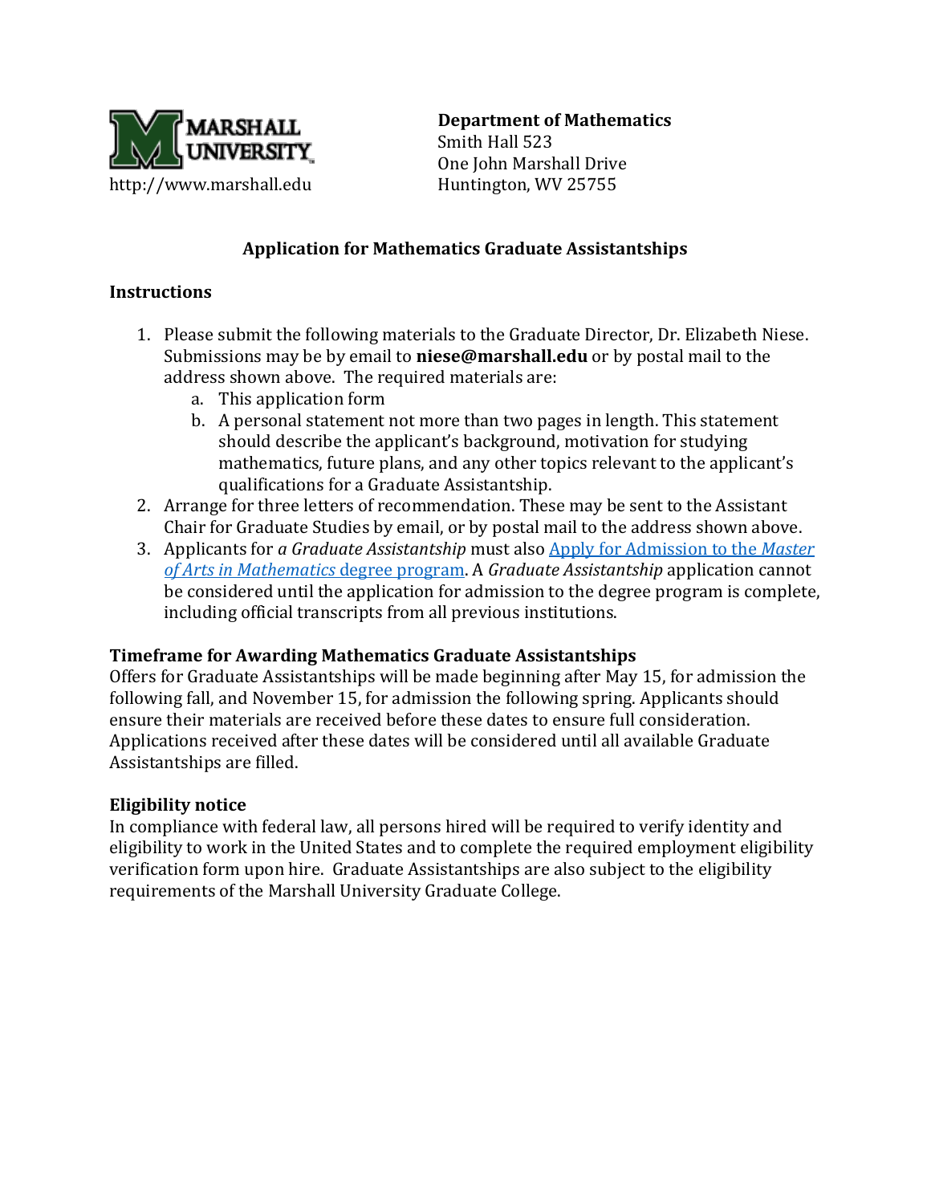MARSHALL UNIVERSITY
http://www.marshall.edu

**Department of Mathematics**
Smith Hall 523
One John Marshall Drive
Huntington, WV 25755

## Application for Mathematics Graduate Assistantships

### Instructions

1. Please submit the following materials to the Graduate Director, Dr. Elizabeth Niese. Submissions may be by email to **niese@marshall.edu** or by postal mail to the address shown above. The required materials are:
   a. This application form
   b. A personal statement not more than two pages in length. This statement should describe the applicant's background, motivation for studying mathematics, future plans, and any other topics relevant to the applicant's qualifications for a Graduate Assistantship.
2. Arrange for three letters of recommendation. These may be sent to the Assistant Chair for Graduate Studies by email, or by postal mail to the address shown above.
3. Applicants for *a Graduate Assistantship* must also Apply for Admission to the *Master of Arts in Mathematics* degree program. A *Graduate Assistantship* application cannot be considered until the application for admission to the degree program is complete, including official transcripts from all previous institutions.

### Timeframe for Awarding Mathematics Graduate Assistantships

Offers for Graduate Assistantships will be made beginning after May 15, for admission the following fall, and November 15, for admission the following spring. Applicants should ensure their materials are received before these dates to ensure full consideration. Applications received after these dates will be considered until all available Graduate Assistantships are filled.

### Eligibility notice

In compliance with federal law, all persons hired will be required to verify identity and eligibility to work in the United States and to complete the required employment eligibility verification form upon hire. Graduate Assistantships are also subject to the eligibility requirements of the Marshall University Graduate College.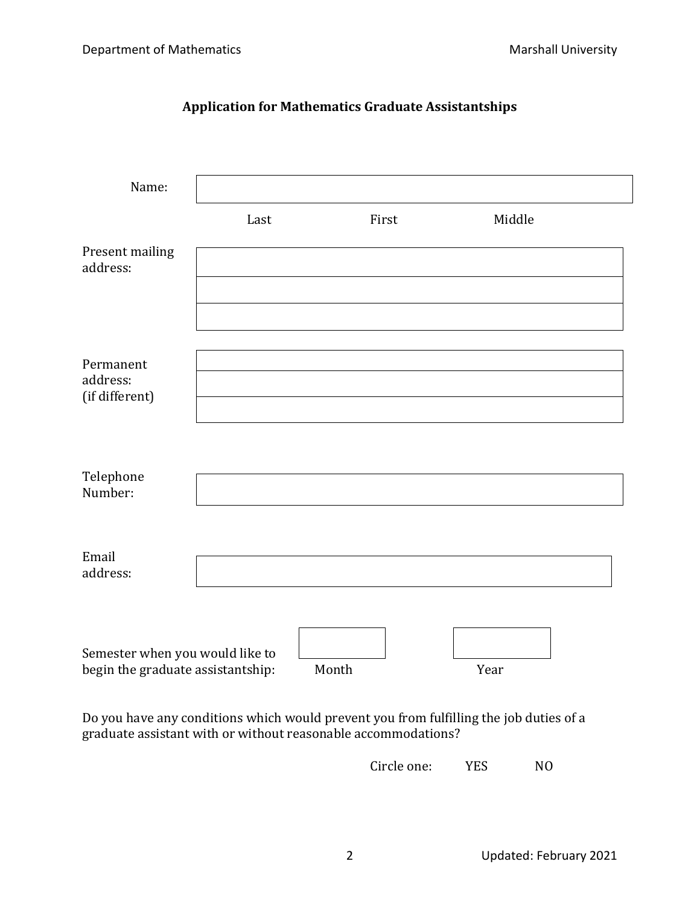## Application for Mathematics Graduate Assistantships

Name: ______________________________

Last First Middle

Present mailing address:

______________________________

______________________________

______________________________

Permanent address: (if different)

______________________________

______________________________

______________________________

Telephone Number: ______________________________

Email address: ______________________________

Semester when you would like to begin the graduate assistantship: ________ Month ________ Year

Do you have any conditions which would prevent you from fulfilling the job duties of a graduate assistant with or without reasonable accommodations?

Circle one: YES NO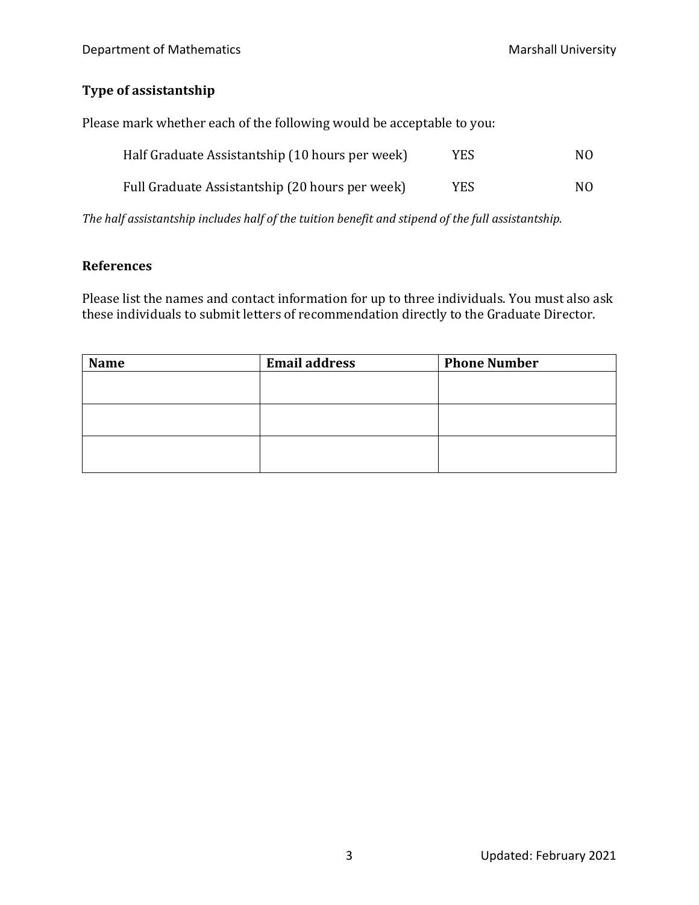### Type of assistantship

Please mark whether each of the following would be acceptable to you:

| | | |
|---|---|---|
| Half Graduate Assistantship (10 hours per week) | YES | NO |
| Full Graduate Assistantship (20 hours per week) | YES | NO |

*The half assistantship includes half of the tuition benefit and stipend of the full assistantship.*

### References

Please list the names and contact information for up to three individuals. You must also ask these individuals to submit letters of recommendation directly to the Graduate Director.

| Name | Email address | Phone Number |
|---|---|---|
| | | |
| | | |
| | | |